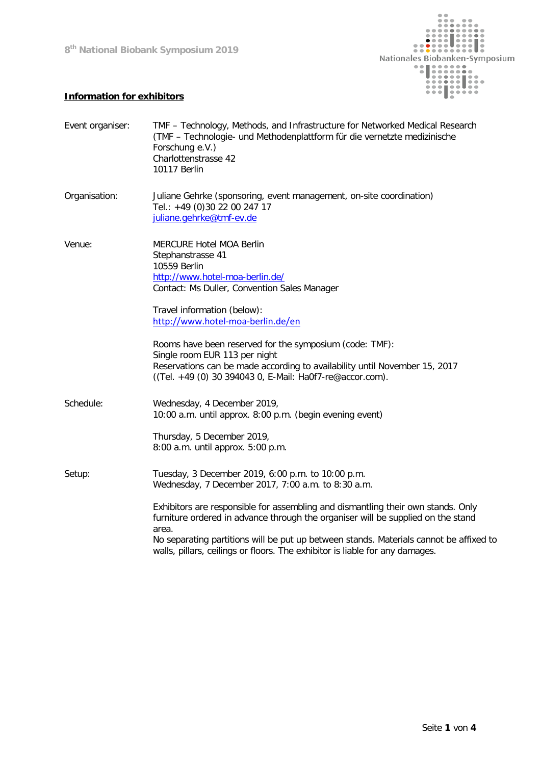8th National Biobank Symposium 2019

Nationales Biobanken-Symposium

**Information for exhibitors**

Event organiser: TMF – Technology, Methods, and Infrastructure for Networked Medical Research (TMF – Technologie- und Methodenplattform für die vernetzte medizinische Forschung e.V.)
Charlottenstrasse 42
10117 Berlin

Organisation: Juliane Gehrke (sponsoring, event management, on-site coordination)
Tel.: +49 (0)30 22 00 247 17
[juliane.gehrke@tmf-ev.de](mailto:juliane.gehrke@tmf-ev.de)

Venue: MERCURE Hotel MOA Berlin
Stephanstrasse 41
10559 Berlin
[http://www.hotel-moa-berlin.de/](http://www.hotel-moa-berlin.de/)
Contact: Ms Duller, Convention Sales Manager

Travel information (below):
[http://www.hotel-moa-berlin.de/en](http://www.hotel-moa-berlin.de/en)

Rooms have been reserved for the symposium (code: TMF):
Single room EUR 113 per night
Reservations can be made according to availability until November 15, 2017
((Tel. +49 (0) 30 394043 0, E-Mail: Ha0f7-re@accor.com).

Schedule: Wednesday, 4 December 2019,
10:00 a.m. until approx. 8:00 p.m. (begin evening event)

Thursday, 5 December 2019,
8:00 a.m. until approx. 5:00 p.m.

Setup: Tuesday, 3 December 2019, 6:00 p.m. to 10:00 p.m.
Wednesday, 7 December 2017, 7:00 a.m. to 8:30 a.m.

Exhibitors are responsible for assembling and dismantling their own stands. Only furniture ordered in advance through the organiser will be supplied on the stand area.
No separating partitions will be put up between stands. Materials cannot be affixed to walls, pillars, ceilings or floors. The exhibitor is liable for any damages.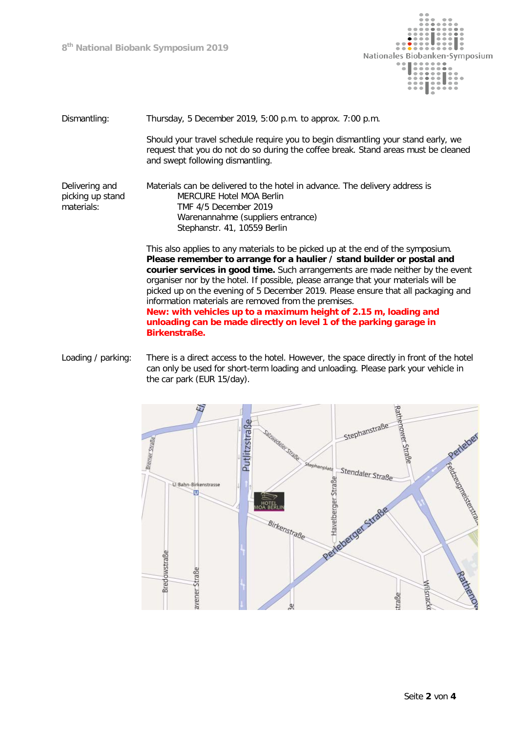| | |
|---|---|
| Dismantling: | Thursday, 5 December 2019, 5:00 p.m. to approx. 7:00 p.m.<br><br>Should your travel schedule require you to begin dismantling your stand early, we request that you do not do so during the coffee break. Stand areas must be cleaned and swept following dismantling. |
| Delivering and picking up stand materials: | Materials can be delivered to the hotel in advance. The delivery address is<br>MERCURE Hotel MOA Berlin<br>TMF 4/5 December 2019<br>Warenannahme (suppliers entrance)<br>Stephanstr. 41, 10559 Berlin<br><br>This also applies to any materials to be picked up at the end of the symposium. **Please remember to arrange for a haulier / stand builder or postal and courier services in good time.** Such arrangements are made neither by the event organiser nor by the hotel. If possible, please arrange that your materials will be picked up on the evening of 5 December 2019. Please ensure that all packaging and information materials are removed from the premises.<br>**New: with vehicles up to a maximum height of 2.15 m, loading and unloading can be made directly on level 1 of the parking garage in Birkenstraße.** |
| Loading / parking: | There is a direct access to the hotel. However, the space directly in front of the hotel can only be used for short-term loading and unloading. Please park your vehicle in the car park (EUR 15/day). |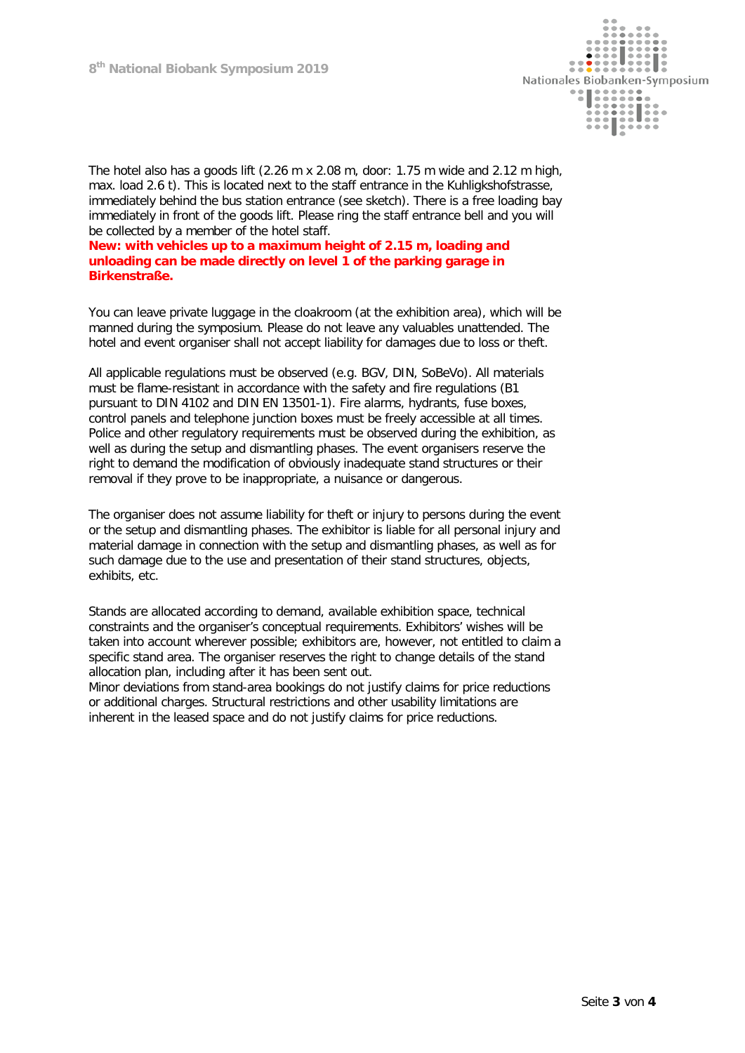The hotel also has a goods lift (2.26 m x 2.08 m, door: 1.75 m wide and 2.12 m high, max. load 2.6 t). This is located next to the staff entrance in the Kuhligkshofstrasse, immediately behind the bus station entrance (see sketch). There is a free loading bay immediately in front of the goods lift. Please ring the staff entrance bell and you will be collected by a member of the hotel staff.
**New: with vehicles up to a maximum height of 2.15 m, loading and unloading can be made directly on level 1 of the parking garage in Birkenstraße.**

You can leave private luggage in the cloakroom (at the exhibition area), which will be manned during the symposium. Please do not leave any valuables unattended. The hotel and event organiser shall not accept liability for damages due to loss or theft.

All applicable regulations must be observed (e.g. BGV, DIN, SoBeVo). All materials must be flame-resistant in accordance with the safety and fire regulations (B1 pursuant to DIN 4102 and DIN EN 13501-1). Fire alarms, hydrants, fuse boxes, control panels and telephone junction boxes must be freely accessible at all times. Police and other regulatory requirements must be observed during the exhibition, as well as during the setup and dismantling phases. The event organisers reserve the right to demand the modification of obviously inadequate stand structures or their removal if they prove to be inappropriate, a nuisance or dangerous.

The organiser does not assume liability for theft or injury to persons during the event or the setup and dismantling phases. The exhibitor is liable for all personal injury and material damage in connection with the setup and dismantling phases, as well as for such damage due to the use and presentation of their stand structures, objects, exhibits, etc.

Stands are allocated according to demand, available exhibition space, technical constraints and the organiser's conceptual requirements. Exhibitors' wishes will be taken into account wherever possible; exhibitors are, however, not entitled to claim a specific stand area. The organiser reserves the right to change details of the stand allocation plan, including after it has been sent out.
Minor deviations from stand-area bookings do not justify claims for price reductions or additional charges. Structural restrictions and other usability limitations are inherent in the leased space and do not justify claims for price reductions.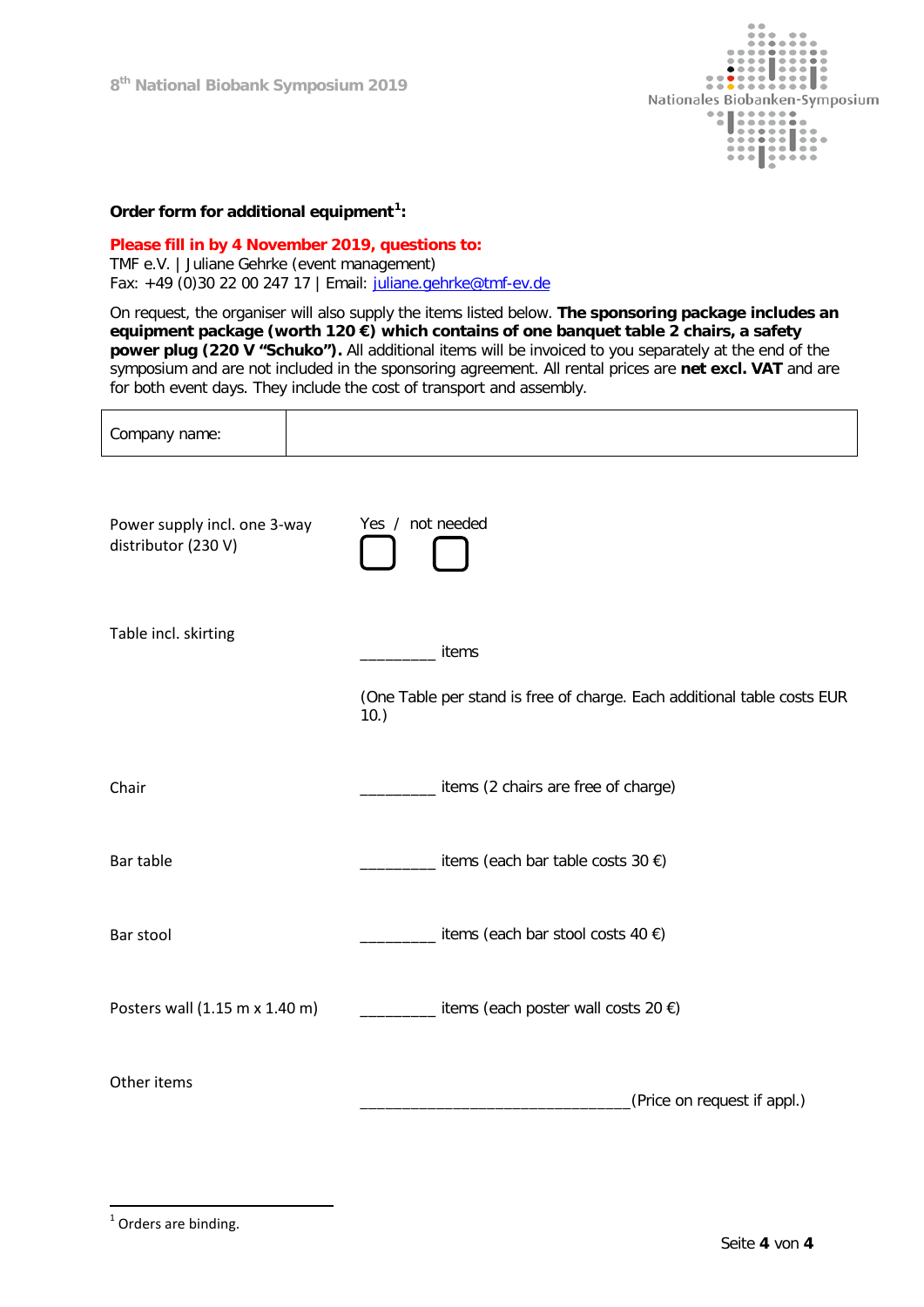**Order form for additional equipment[1]:**

**Please fill in by 4 November 2019, questions to:**
TMF e.V. | Juliane Gehrke (event management)
Fax: +49 (0)30 22 00 247 17 | Email: juliane.gehrke@tmf-ev.de

On request, the organiser will also supply the items listed below. **The sponsoring package includes an equipment package (worth 120 €) which contains of one banquet table 2 chairs, a safety power plug (220 V "Schuko").** All additional items will be invoiced to you separately at the end of the symposium and are not included in the sponsoring agreement. All rental prices are **net excl. VAT** and are for both event days. They include the cost of transport and assembly.

| | |
|---|---|
| Company name: | |

Power supply incl. one 3-way distributor (230 V) — Yes ☐ / not needed ☐

Table incl. skirting — _________ items

(One Table per stand is free of charge. Each additional table costs EUR 10.)

Chair — _________ items (2 chairs are free of charge)

Bar table — _________ items (each bar table costs 30 €)

Bar stool — _________ items (each bar stool costs 40 €)

Posters wall (1.15 m x 1.40 m) — _________ items (each poster wall costs 20 €)

Other items — ________________________________(Price on request if appl.)

---

[1] Orders are binding.